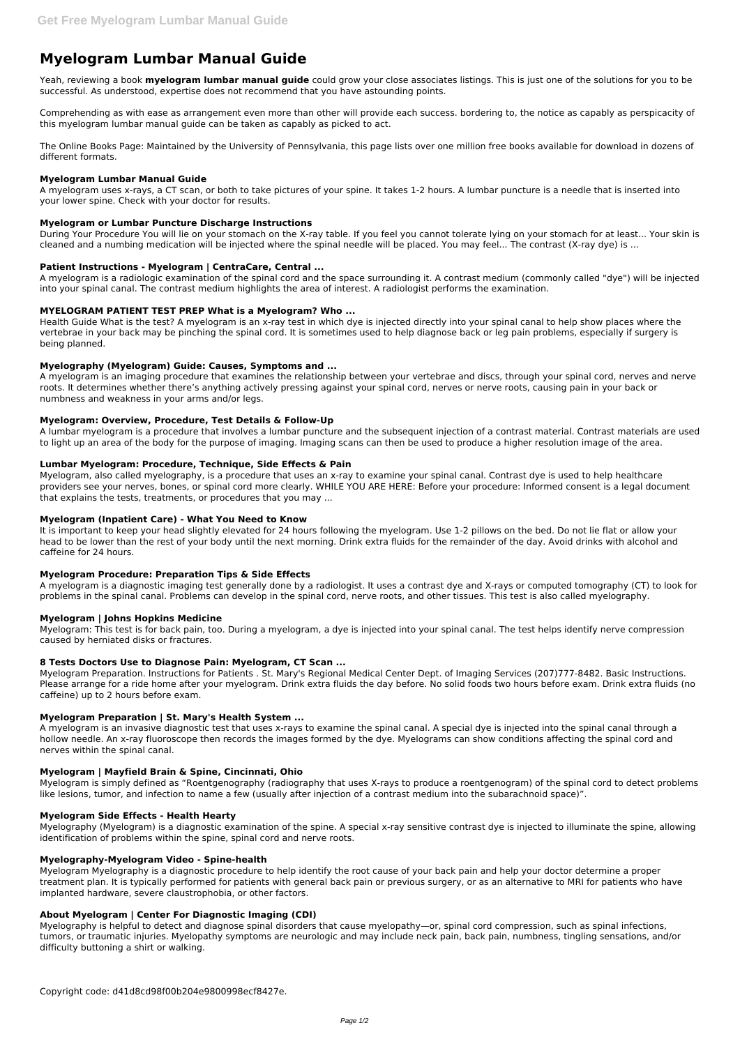# Myelogram Lumbar Manual Guide

Yeah, reviewing a book **myelogram lumbar manual guide** could grow your close associates listings. This is just one of the solutions for you to be successful. As understood, expertise does not recommend that you have astounding points.

Comprehending as with ease as arrangement even more than other will provide each success. bordering to, the notice as capably as perspicacity of this myelogram lumbar manual guide can be taken as capably as picked to act.

The Online Books Page: Maintained by the University of Pennsylvania, this page lists over one million free books available for download in dozens of different formats.

### Myelogram Lumbar Manual Guide

A myelogram uses x-rays, a CT scan, or both to take pictures of your spine. It takes 1-2 hours. A lumbar puncture is a needle that is inserted into your lower spine. Check with your doctor for results.

### Myelogram or Lumbar Puncture Discharge Instructions

During Your Procedure You will lie on your stomach on the X-ray table. If you feel you cannot tolerate lying on your stomach for at least... Your skin is cleaned and a numbing medication will be injected where the spinal needle will be placed. You may feel... The contrast (X-ray dye) is ...

### Patient Instructions - Myelogram | CentraCare, Central ...

A myelogram is a radiologic examination of the spinal cord and the space surrounding it. A contrast medium (commonly called "dye") will be injected into your spinal canal. The contrast medium highlights the area of interest. A radiologist performs the examination.

### MYELOGRAM PATIENT TEST PREP What is a Myelogram? Who ...

Health Guide What is the test? A myelogram is an x-ray test in which dye is injected directly into your spinal canal to help show places where the vertebrae in your back may be pinching the spinal cord. It is sometimes used to help diagnose back or leg pain problems, especially if surgery is being planned.

### Myelography (Myelogram) Guide: Causes, Symptoms and ...

A myelogram is an imaging procedure that examines the relationship between your vertebrae and discs, through your spinal cord, nerves and nerve roots. It determines whether there's anything actively pressing against your spinal cord, nerves or nerve roots, causing pain in your back or numbness and weakness in your arms and/or legs.

### Myelogram: Overview, Procedure, Test Details & Follow-Up

A lumbar myelogram is a procedure that involves a lumbar puncture and the subsequent injection of a contrast material. Contrast materials are used to light up an area of the body for the purpose of imaging. Imaging scans can then be used to produce a higher resolution image of the area.

### Lumbar Myelogram: Procedure, Technique, Side Effects & Pain

Myelogram, also called myelography, is a procedure that uses an x-ray to examine your spinal canal. Contrast dye is used to help healthcare providers see your nerves, bones, or spinal cord more clearly. WHILE YOU ARE HERE: Before your procedure: Informed consent is a legal document that explains the tests, treatments, or procedures that you may ...

### Myelogram (Inpatient Care) - What You Need to Know

It is important to keep your head slightly elevated for 24 hours following the myelogram. Use 1-2 pillows on the bed. Do not lie flat or allow your head to be lower than the rest of your body until the next morning. Drink extra fluids for the remainder of the day. Avoid drinks with alcohol and caffeine for 24 hours.

### Myelogram Procedure: Preparation Tips & Side Effects

A myelogram is a diagnostic imaging test generally done by a radiologist. It uses a contrast dye and X-rays or computed tomography (CT) to look for problems in the spinal canal. Problems can develop in the spinal cord, nerve roots, and other tissues. This test is also called myelography.

### Myelogram | Johns Hopkins Medicine

Myelogram: This test is for back pain, too. During a myelogram, a dye is injected into your spinal canal. The test helps identify nerve compression caused by herniated disks or fractures.

### 8 Tests Doctors Use to Diagnose Pain: Myelogram, CT Scan ...

Myelogram Preparation. Instructions for Patients . St. Mary's Regional Medical Center Dept. of Imaging Services (207)777-8482. Basic Instructions. Please arrange for a ride home after your myelogram. Drink extra fluids the day before. No solid foods two hours before exam. Drink extra fluids (no caffeine) up to 2 hours before exam.

### Myelogram Preparation | St. Mary's Health System ...

A myelogram is an invasive diagnostic test that uses x-rays to examine the spinal canal. A special dye is injected into the spinal canal through a hollow needle. An x-ray fluoroscope then records the images formed by the dye. Myelograms can show conditions affecting the spinal cord and nerves within the spinal canal.

### Myelogram | Mayfield Brain & Spine, Cincinnati, Ohio

Myelogram is simply defined as "Roentgenography (radiography that uses X-rays to produce a roentgenogram) of the spinal cord to detect problems like lesions, tumor, and infection to name a few (usually after injection of a contrast medium into the subarachnoid space)".

### Myelogram Side Effects - Health Hearty

Myelography (Myelogram) is a diagnostic examination of the spine. A special x-ray sensitive contrast dye is injected to illuminate the spine, allowing identification of problems within the spine, spinal cord and nerve roots.

### Myelography-Myelogram Video - Spine-health

Myelogram Myelography is a diagnostic procedure to help identify the root cause of your back pain and help your doctor determine a proper treatment plan. It is typically performed for patients with general back pain or previous surgery, or as an alternative to MRI for patients who have implanted hardware, severe claustrophobia, or other factors.

### About Myelogram | Center For Diagnostic Imaging (CDI)

Myelography is helpful to detect and diagnose spinal disorders that cause myelopathy—or, spinal cord compression, such as spinal infections, tumors, or traumatic injuries. Myelopathy symptoms are neurologic and may include neck pain, back pain, numbness, tingling sensations, and/or difficulty buttoning a shirt or walking.

Copyright code: d41d8cd98f00b204e9800998ecf8427e.